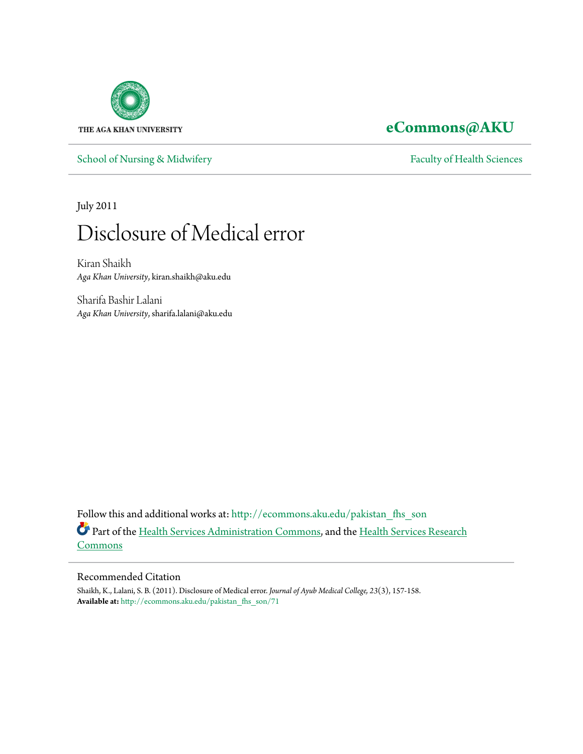THE AGA KHAN UNIVERSITY

**eCommons@AKU**

School of Nursing & Midwifery

Faculty of Health Sciences

July 2011

# Disclosure of Medical error

Kiran Shaikh
*Aga Khan University*, kiran.shaikh@aku.edu

Sharifa Bashir Lalani
*Aga Khan University*, sharifa.lalani@aku.edu

Follow this and additional works at: http://ecommons.aku.edu/pakistan_fhs_son

Part of the Health Services Administration Commons, and the Health Services Research Commons

## Recommended Citation

Shaikh, K., Lalani, S. B. (2011). Disclosure of Medical error. *Journal of Ayub Medical College, 23*(3), 157-158.
**Available at:** http://ecommons.aku.edu/pakistan_fhs_son/71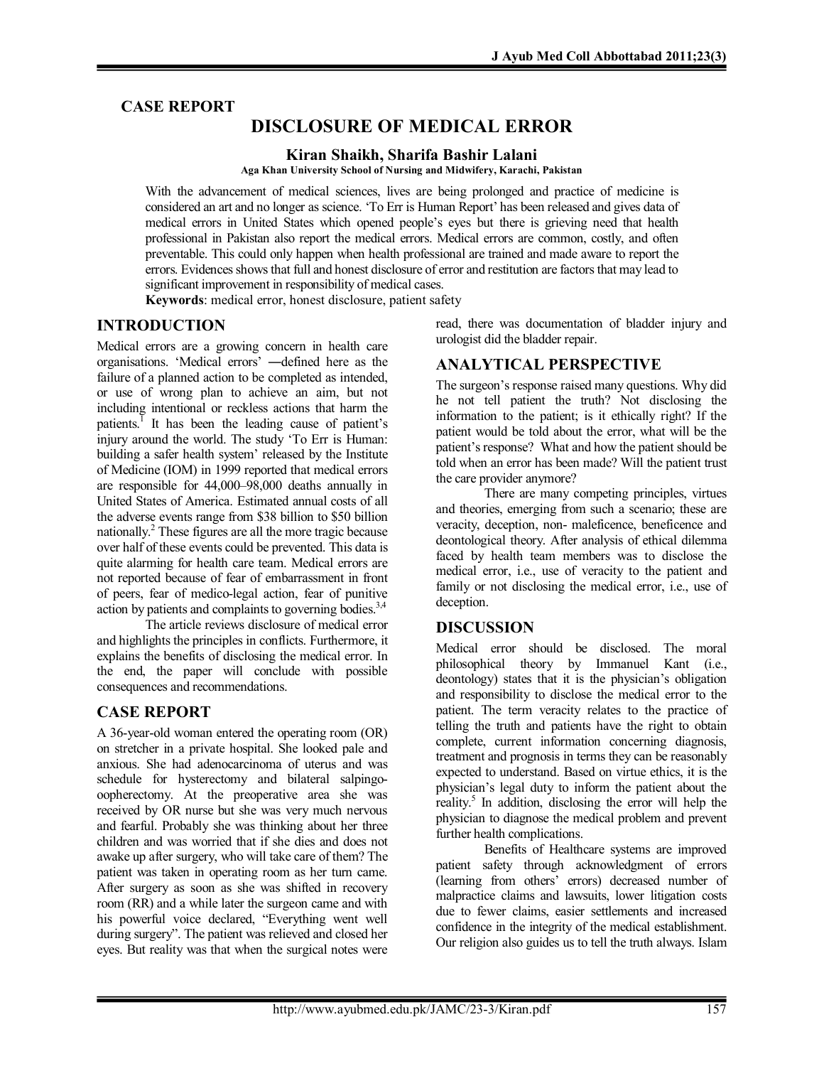## CASE REPORT

# DISCLOSURE OF MEDICAL ERROR

### Kiran Shaikh, Sharifa Bashir Lalani

**Aga Khan University School of Nursing and Midwifery, Karachi, Pakistan**

With the advancement of medical sciences, lives are being prolonged and practice of medicine is considered an art and no longer as science. 'To Err is Human Report' has been released and gives data of medical errors in United States which opened people's eyes but there is grieving need that health professional in Pakistan also report the medical errors. Medical errors are common, costly, and often preventable. This could only happen when health professional are trained and made aware to report the errors. Evidences shows that full and honest disclosure of error and restitution are factors that may lead to significant improvement in responsibility of medical cases.

**Keywords**: medical error, honest disclosure, patient safety

## INTRODUCTION

Medical errors are a growing concern in health care organisations. 'Medical errors' ―defined here as the failure of a planned action to be completed as intended, or use of wrong plan to achieve an aim, but not including intentional or reckless actions that harm the patients.[1] It has been the leading cause of patient's injury around the world. The study 'To Err is Human: building a safer health system' released by the Institute of Medicine (IOM) in 1999 reported that medical errors are responsible for 44,000–98,000 deaths annually in United States of America. Estimated annual costs of all the adverse events range from $38 billion to $50 billion nationally.[2] These figures are all the more tragic because over half of these events could be prevented. This data is quite alarming for health care team. Medical errors are not reported because of fear of embarrassment in front of peers, fear of medico-legal action, fear of punitive action by patients and complaints to governing bodies.[3,4]

The article reviews disclosure of medical error and highlights the principles in conflicts. Furthermore, it explains the benefits of disclosing the medical error. In the end, the paper will conclude with possible consequences and recommendations.

## CASE REPORT

A 36-year-old woman entered the operating room (OR) on stretcher in a private hospital. She looked pale and anxious. She had adenocarcinoma of uterus and was schedule for hysterectomy and bilateral salpingo-oopherectomy. At the preoperative area she was received by OR nurse but she was very much nervous and fearful. Probably she was thinking about her three children and was worried that if she dies and does not awake up after surgery, who will take care of them? The patient was taken in operating room as her turn came. After surgery as soon as she was shifted in recovery room (RR) and a while later the surgeon came and with his powerful voice declared, "Everything went well during surgery". The patient was relieved and closed her eyes. But reality was that when the surgical notes were read, there was documentation of bladder injury and urologist did the bladder repair.

## ANALYTICAL PERSPECTIVE

The surgeon's response raised many questions. Why did he not tell patient the truth? Not disclosing the information to the patient; is it ethically right? If the patient would be told about the error, what will be the patient's response? What and how the patient should be told when an error has been made? Will the patient trust the care provider anymore?

There are many competing principles, virtues and theories, emerging from such a scenario; these are veracity, deception, non- maleficence, beneficence and deontological theory. After analysis of ethical dilemma faced by health team members was to disclose the medical error, i.e., use of veracity to the patient and family or not disclosing the medical error, i.e., use of deception.

## DISCUSSION

Medical error should be disclosed. The moral philosophical theory by Immanuel Kant (i.e., deontology) states that it is the physician's obligation and responsibility to disclose the medical error to the patient. The term veracity relates to the practice of telling the truth and patients have the right to obtain complete, current information concerning diagnosis, treatment and prognosis in terms they can be reasonably expected to understand. Based on virtue ethics, it is the physician's legal duty to inform the patient about the reality.[5] In addition, disclosing the error will help the physician to diagnose the medical problem and prevent further health complications.

Benefits of Healthcare systems are improved patient safety through acknowledgment of errors (learning from others' errors) decreased number of malpractice claims and lawsuits, lower litigation costs due to fewer claims, easier settlements and increased confidence in the integrity of the medical establishment. Our religion also guides us to tell the truth always. Islam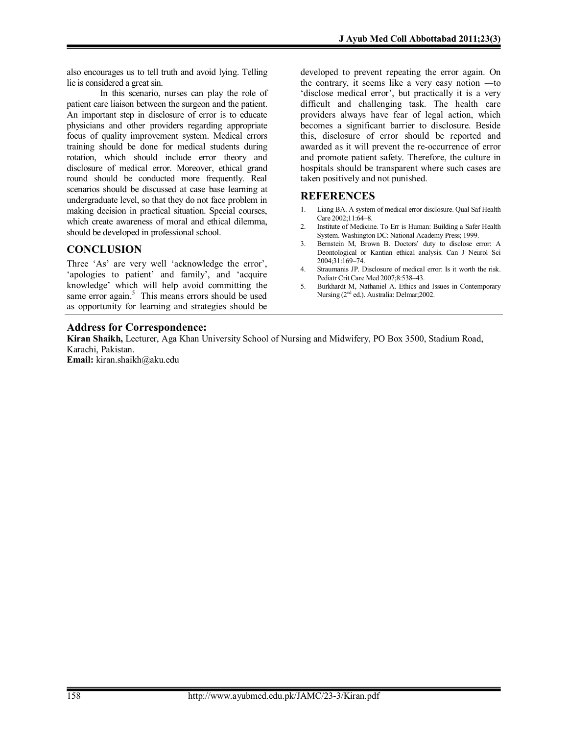also encourages us to tell truth and avoid lying. Telling lie is considered a great sin.

In this scenario, nurses can play the role of patient care liaison between the surgeon and the patient. An important step in disclosure of error is to educate physicians and other providers regarding appropriate focus of quality improvement system. Medical errors training should be done for medical students during rotation, which should include error theory and disclosure of medical error. Moreover, ethical grand round should be conducted more frequently. Real scenarios should be discussed at case base learning at undergraduate level, so that they do not face problem in making decision in practical situation. Special courses, which create awareness of moral and ethical dilemma, should be developed in professional school.

## CONCLUSION

Three 'As' are very well 'acknowledge the error', 'apologies to patient' and family', and 'acquire knowledge' which will help avoid committing the same error again.[5] This means errors should be used as opportunity for learning and strategies should be developed to prevent repeating the error again. On the contrary, it seems like a very easy notion ―to 'disclose medical error', but practically it is a very difficult and challenging task. The health care providers always have fear of legal action, which becomes a significant barrier to disclosure. Beside this, disclosure of error should be reported and awarded as it will prevent the re-occurrence of error and promote patient safety. Therefore, the culture in hospitals should be transparent where such cases are taken positively and not punished.

## REFERENCES

1. Liang BA. A system of medical error disclosure. Qual Saf Health Care 2002;11:64–8.
2. Institute of Medicine. To Err is Human: Building a Safer Health System. Washington DC: National Academy Press; 1999.
3. Bernstein M, Brown B. Doctors' duty to disclose error: A Deontological or Kantian ethical analysis. Can J Neurol Sci 2004;31:169–74.
4. Straumanis JP. Disclosure of medical error: Is it worth the risk. Pediatr Crit Care Med 2007;8:538–43.
5. Burkhardt M, Nathaniel A. Ethics and Issues in Contemporary Nursing (2nd ed.). Australia: Delmar;2002.

### Address for Correspondence:

**Kiran Shaikh,** Lecturer, Aga Khan University School of Nursing and Midwifery, PO Box 3500, Stadium Road, Karachi, Pakistan.

**Email:** kiran.shaikh@aku.edu